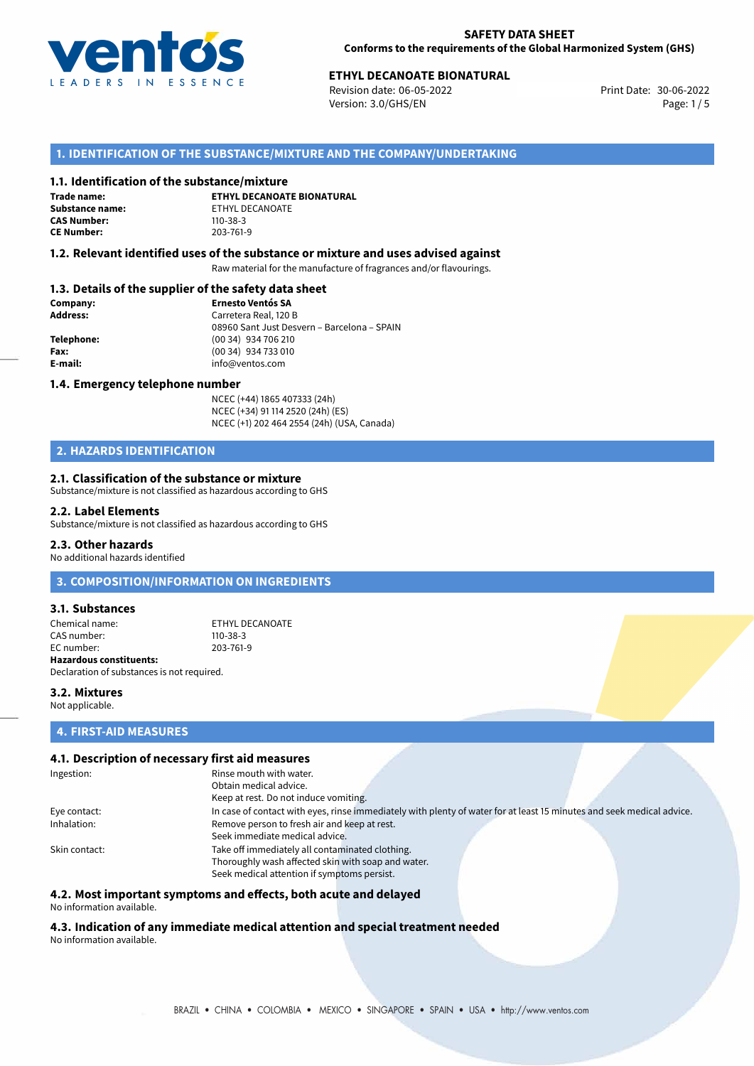**SAFETY DATA SHEET**
**Conforms to the requirements of the Global Harmonized System (GHS)**

**ETHYL DECANOATE BIONATURAL**
Revision date: 06-05-2022
Version: 3.0/GHS/EN
Print Date: 30-06-2022

## 1. IDENTIFICATION OF THE SUBSTANCE/MIXTURE AND THE COMPANY/UNDERTAKING

### 1.1. Identification of the substance/mixture

**Trade name:** **ETHYL DECANOATE BIONATURAL**
**Substance name:** ETHYL DECANOATE
**CAS Number:** 110-38-3
**CE Number:** 203-761-9

### 1.2. Relevant identified uses of the substance or mixture and uses advised against

Raw material for the manufacture of fragrances and/or flavourings.

### 1.3. Details of the supplier of the safety data sheet

**Company:** **Ernesto Ventós SA**
**Address:** Carretera Real, 120 B
08960 Sant Just Desvern – Barcelona – SPAIN
**Telephone:** (00 34) 934 706 210
**Fax:** (00 34) 934 733 010
**E-mail:** info@ventos.com

### 1.4. Emergency telephone number

NCEC (+44) 1865 407333 (24h)
NCEC (+34) 91 114 2520 (24h) (ES)
NCEC (+1) 202 464 2554 (24h) (USA, Canada)

## 2. HAZARDS IDENTIFICATION

### 2.1. Classification of the substance or mixture

Substance/mixture is not classified as hazardous according to GHS

### 2.2. Label Elements

Substance/mixture is not classified as hazardous according to GHS

### 2.3. Other hazards

No additional hazards identified

## 3. COMPOSITION/INFORMATION ON INGREDIENTS

### 3.1. Substances

Chemical name: ETHYL DECANOATE
CAS number: 110-38-3
EC number: 203-761-9
**Hazardous constituents:**
Declaration of substances is not required.

### 3.2. Mixtures

Not applicable.

## 4. FIRST-AID MEASURES

### 4.1. Description of necessary first aid measures

Ingestion: Rinse mouth with water.
Obtain medical advice.
Keep at rest. Do not induce vomiting.

Eye contact: In case of contact with eyes, rinse immediately with plenty of water for at least 15 minutes and seek medical advice.

Inhalation: Remove person to fresh air and keep at rest.
Seek immediate medical advice.

Skin contact: Take off immediately all contaminated clothing.
Thoroughly wash affected skin with soap and water.
Seek medical attention if symptoms persist.

### 4.2. Most important symptoms and effects, both acute and delayed

No information available.

### 4.3. Indication of any immediate medical attention and special treatment needed

No information available.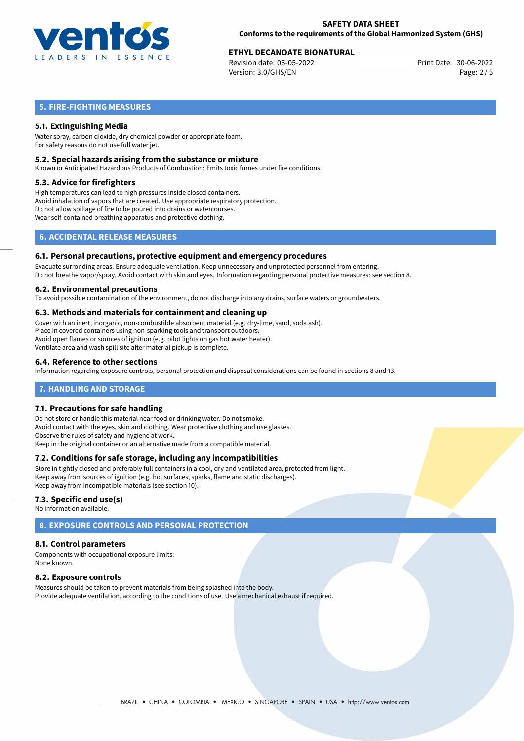## 5. FIRE-FIGHTING MEASURES

### 5.1. Extinguishing Media

Water spray, carbon dioxide, dry chemical powder or appropriate foam.
For safety reasons do not use full water jet.

### 5.2. Special hazards arising from the substance or mixture

Known or Anticipated Hazardous Products of Combustion: Emits toxic fumes under fire conditions.

### 5.3. Advice for firefighters

High temperatures can lead to high pressures inside closed containers.
Avoid inhalation of vapors that are created. Use appropriate respiratory protection.
Do not allow spillage of fire to be poured into drains or watercourses.
Wear self-contained breathing apparatus and protective clothing.

## 6. ACCIDENTAL RELEASE MEASURES

### 6.1. Personal precautions, protective equipment and emergency procedures

Evacuate surronding areas. Ensure adequate ventilation. Keep unnecessary and unprotected personnel from entering.
Do not breathe vapor/spray. Avoid contact with skin and eyes. Information regarding personal protective measures: see section 8.

### 6.2. Environmental precautions

To avoid possible contamination of the environment, do not discharge into any drains, surface waters or groundwaters.

### 6.3. Methods and materials for containment and cleaning up

Cover with an inert, inorganic, non-combustible absorbent material (e.g. dry-lime, sand, soda ash).
Place in covered containers using non-sparking tools and transport outdoors.
Avoid open flames or sources of ignition (e.g. pilot lights on gas hot water heater).
Ventilate area and wash spill site after material pickup is complete.

### 6.4. Reference to other sections

Information regarding exposure controls, personal protection and disposal considerations can be found in sections 8 and 13.

## 7. HANDLING AND STORAGE

### 7.1. Precautions for safe handling

Do not store or handle this material near food or drinking water. Do not smoke.
Avoid contact with the eyes, skin and clothing. Wear protective clothing and use glasses.
Observe the rules of safety and hygiene at work.
Keep in the original container or an alternative made from a compatible material.

### 7.2. Conditions for safe storage, including any incompatibilities

Store in tightly closed and preferably full containers in a cool, dry and ventilated area, protected from light.
Keep away from sources of ignition (e.g. hot surfaces, sparks, flame and static discharges).
Keep away from incompatible materials (see section 10).

### 7.3. Specific end use(s)

No information available.

## 8. EXPOSURE CONTROLS AND PERSONAL PROTECTION

### 8.1. Control parameters

Components with occupational exposure limits:
None known.

### 8.2. Exposure controls

Measures should be taken to prevent materials from being splashed into the body.
Provide adequate ventilation, according to the conditions of use. Use a mechanical exhaust if required.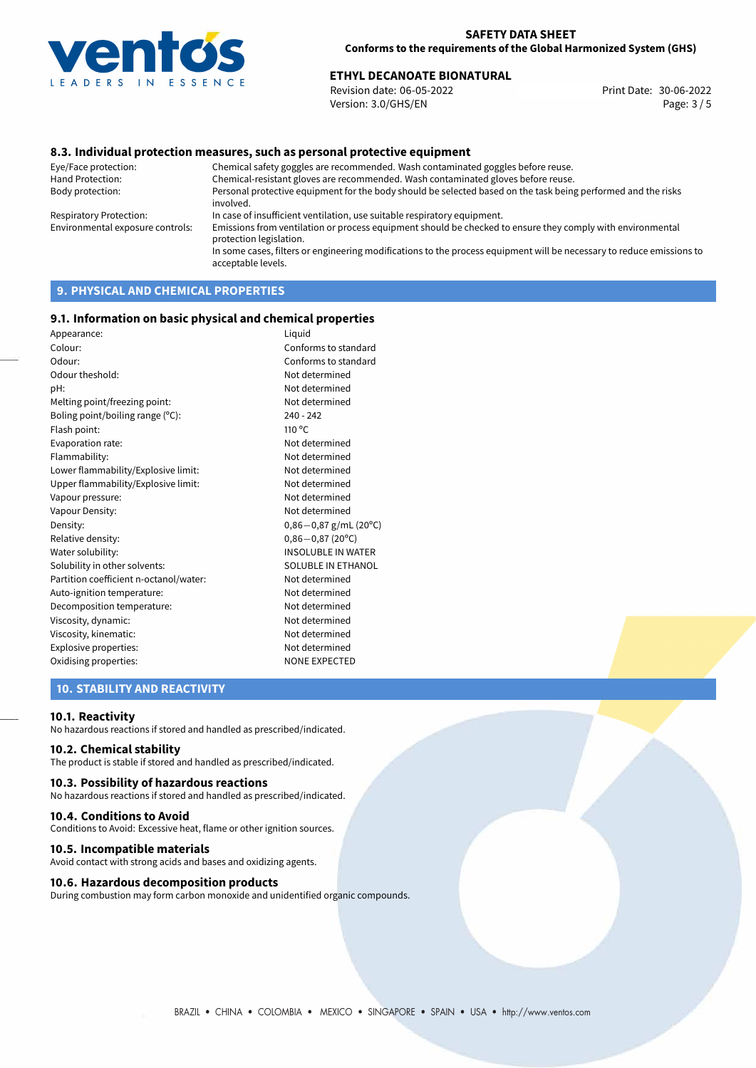### 8.3. Individual protection measures, such as personal protective equipment

| | |
|---|---|
| Eye/Face protection: | Chemical safety goggles are recommended. Wash contaminated goggles before reuse. |
| Hand Protection: | Chemical-resistant gloves are recommended. Wash contaminated gloves before reuse. |
| Body protection: | Personal protective equipment for the body should be selected based on the task being performed and the risks involved. |
| Respiratory Protection: | In case of insufficient ventilation, use suitable respiratory equipment. |
| Environmental exposure controls: | Emissions from ventilation or process equipment should be checked to ensure they comply with environmental protection legislation. In some cases, filters or engineering modifications to the process equipment will be necessary to reduce emissions to acceptable levels. |

## 9. PHYSICAL AND CHEMICAL PROPERTIES

### 9.1. Information on basic physical and chemical properties

| | |
|---|---|
| Appearance: | Liquid |
| Colour: | Conforms to standard |
| Odour: | Conforms to standard |
| Odour theshold: | Not determined |
| pH: | Not determined |
| Melting point/freezing point: | Not determined |
| Boling point/boiling range (°C): | 240 - 242 |
| Flash point: | 110 °C |
| Evaporation rate: | Not determined |
| Flammability: | Not determined |
| Lower flammability/Explosive limit: | Not determined |
| Upper flammability/Explosive limit: | Not determined |
| Vapour pressure: | Not determined |
| Vapour Density: | Not determined |
| Density: | 0,86−0,87 g/mL (20°C) |
| Relative density: | 0,86−0,87 (20°C) |
| Water solubility: | INSOLUBLE IN WATER |
| Solubility in other solvents: | SOLUBLE IN ETHANOL |
| Partition coefficient n-octanol/water: | Not determined |
| Auto-ignition temperature: | Not determined |
| Decomposition temperature: | Not determined |
| Viscosity, dynamic: | Not determined |
| Viscosity, kinematic: | Not determined |
| Explosive properties: | Not determined |
| Oxidising properties: | NONE EXPECTED |

## 10. STABILITY AND REACTIVITY

### 10.1. Reactivity
No hazardous reactions if stored and handled as prescribed/indicated.

### 10.2. Chemical stability
The product is stable if stored and handled as prescribed/indicated.

### 10.3. Possibility of hazardous reactions
No hazardous reactions if stored and handled as prescribed/indicated.

### 10.4. Conditions to Avoid
Conditions to Avoid: Excessive heat, flame or other ignition sources.

### 10.5. Incompatible materials
Avoid contact with strong acids and bases and oxidizing agents.

### 10.6. Hazardous decomposition products
During combustion may form carbon monoxide and unidentified organic compounds.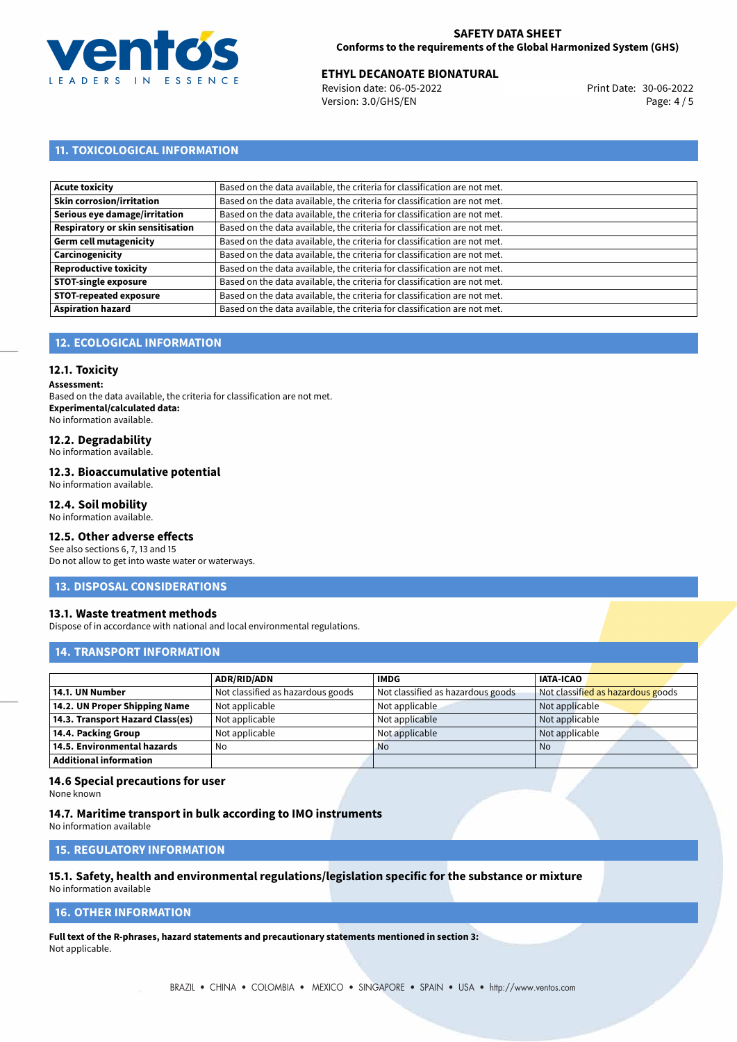## 11. TOXICOLOGICAL INFORMATION

| | |
|---|---|
| **Acute toxicity** | Based on the data available, the criteria for classification are not met. |
| **Skin corrosion/irritation** | Based on the data available, the criteria for classification are not met. |
| **Serious eye damage/irritation** | Based on the data available, the criteria for classification are not met. |
| **Respiratory or skin sensitisation** | Based on the data available, the criteria for classification are not met. |
| **Germ cell mutagenicity** | Based on the data available, the criteria for classification are not met. |
| **Carcinogenicity** | Based on the data available, the criteria for classification are not met. |
| **Reproductive toxicity** | Based on the data available, the criteria for classification are not met. |
| **STOT-single exposure** | Based on the data available, the criteria for classification are not met. |
| **STOT-repeated exposure** | Based on the data available, the criteria for classification are not met. |
| **Aspiration hazard** | Based on the data available, the criteria for classification are not met. |

## 12. ECOLOGICAL INFORMATION

### 12.1. Toxicity

**Assessment:**
Based on the data available, the criteria for classification are not met.
**Experimental/calculated data:**
No information available.

### 12.2. Degradability

No information available.

### 12.3. Bioaccumulative potential

No information available.

### 12.4. Soil mobility

No information available.

### 12.5. Other adverse effects

See also sections 6, 7, 13 and 15
Do not allow to get into waste water or waterways.

## 13. DISPOSAL CONSIDERATIONS

### 13.1. Waste treatment methods

Dispose of in accordance with national and local environmental regulations.

## 14. TRANSPORT INFORMATION

| | ADR/RID/ADN | IMDG | IATA-ICAO |
|---|---|---|---|
| **14.1. UN Number** | Not classified as hazardous goods | Not classified as hazardous goods | Not classified as hazardous goods |
| **14.2. UN Proper Shipping Name** | Not applicable | Not applicable | Not applicable |
| **14.3. Transport Hazard Class(es)** | Not applicable | Not applicable | Not applicable |
| **14.4. Packing Group** | Not applicable | Not applicable | Not applicable |
| **14.5. Environmental hazards** | No | No | No |
| **Additional information** | | | |

### 14.6 Special precautions for user

None known

### 14.7. Maritime transport in bulk according to IMO instruments

No information available

## 15. REGULATORY INFORMATION

### 15.1. Safety, health and environmental regulations/legislation specific for the substance or mixture

No information available

## 16. OTHER INFORMATION

**Full text of the R-phrases, hazard statements and precautionary statements mentioned in section 3:**
Not applicable.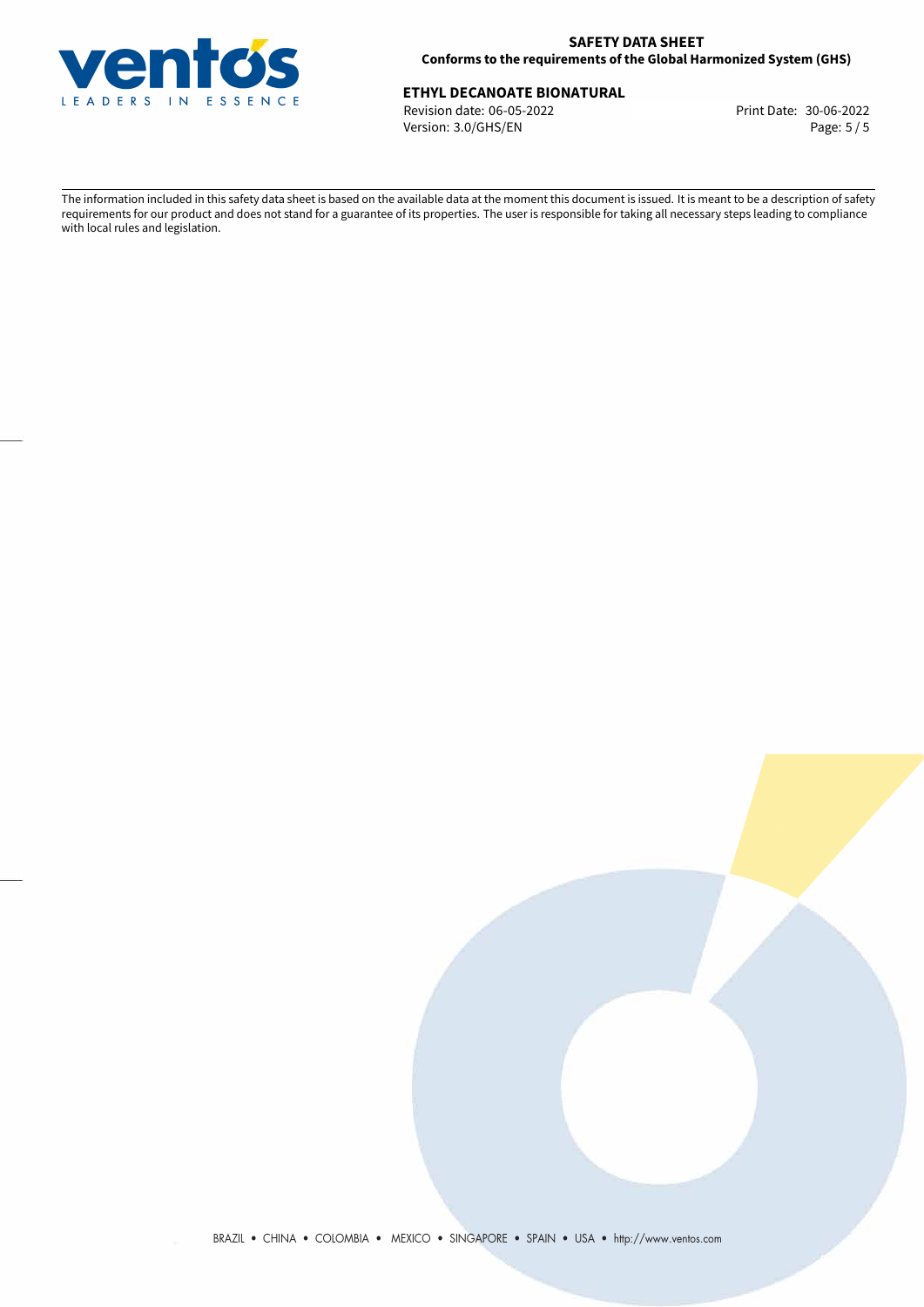The information included in this safety data sheet is based on the available data at the moment this document is issued. It is meant to be a description of safety requirements for our product and does not stand for a guarantee of its properties. The user is responsible for taking all necessary steps leading to compliance with local rules and legislation.